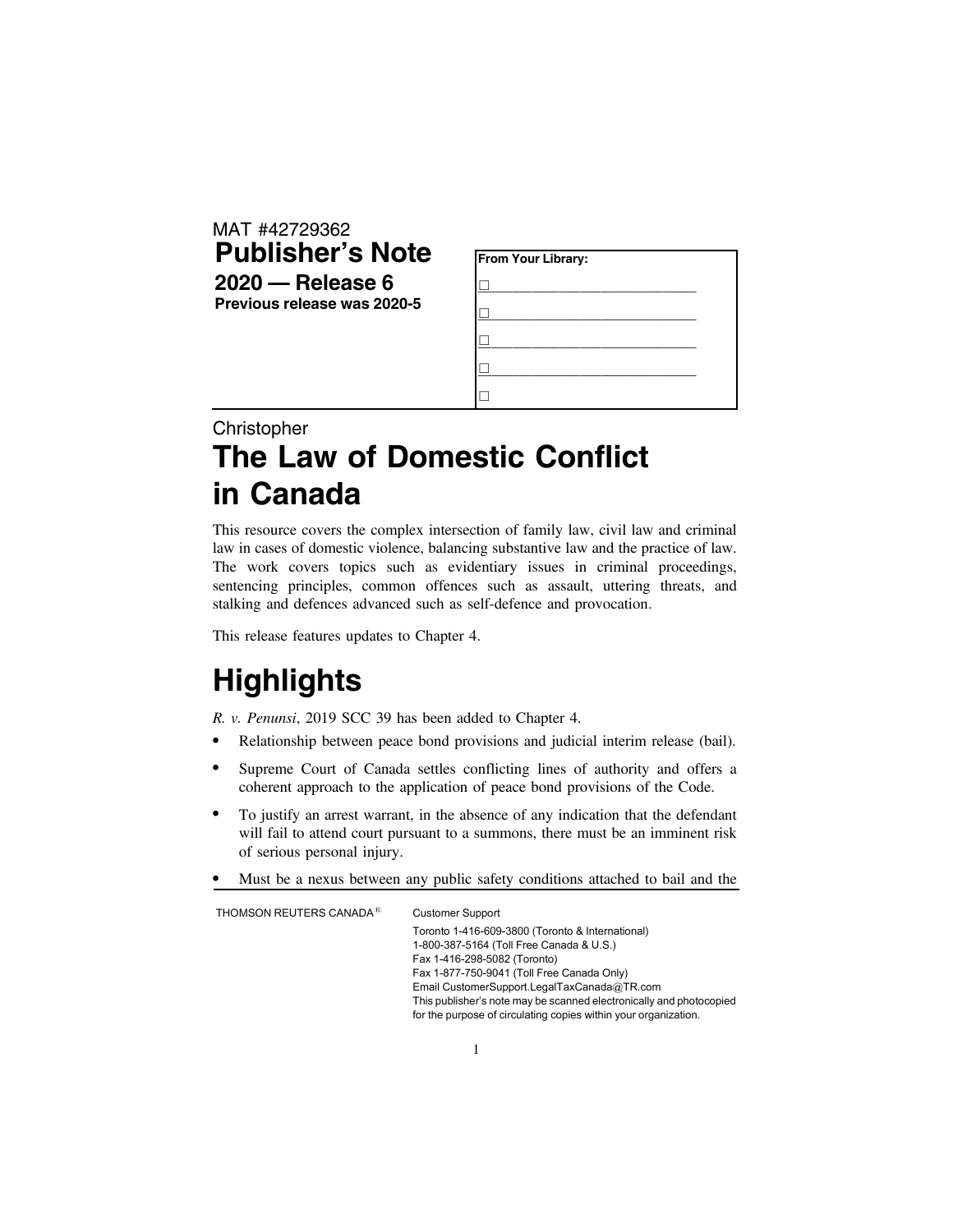MAT #42729362

# Publisher's Note

## 2020 — Release 6

**Previous release was 2020-5**

**From Your Library:**

- ☐ ____________________________
- ☐ ____________________________
- ☐ ____________________________
- ☐ ____________________________
- ☐

Christopher

# The Law of Domestic Conflict in Canada

This resource covers the complex intersection of family law, civil law and criminal law in cases of domestic violence, balancing substantive law and the practice of law. The work covers topics such as evidentiary issues in criminal proceedings, sentencing principles, common offences such as assault, uttering threats, and stalking and defences advanced such as self-defence and provocation.

This release features updates to Chapter 4.

# Highlights

*R. v. Penunsi*, 2019 SCC 39 has been added to Chapter 4.

- Relationship between peace bond provisions and judicial interim release (bail).
- Supreme Court of Canada settles conflicting lines of authority and offers a coherent approach to the application of peace bond provisions of the Code.
- To justify an arrest warrant, in the absence of any indication that the defendant will fail to attend court pursuant to a summons, there must be an imminent risk of serious personal injury.
- Must be a nexus between any public safety conditions attached to bail and the

THOMSON REUTERS CANADA®

Customer Support

Toronto 1-416-609-3800 (Toronto & International)
1-800-387-5164 (Toll Free Canada & U.S.)
Fax 1-416-298-5082 (Toronto)
Fax 1-877-750-9041 (Toll Free Canada Only)
Email CustomerSupport.LegalTaxCanada@TR.com
This publisher's note may be scanned electronically and photocopied for the purpose of circulating copies within your organization.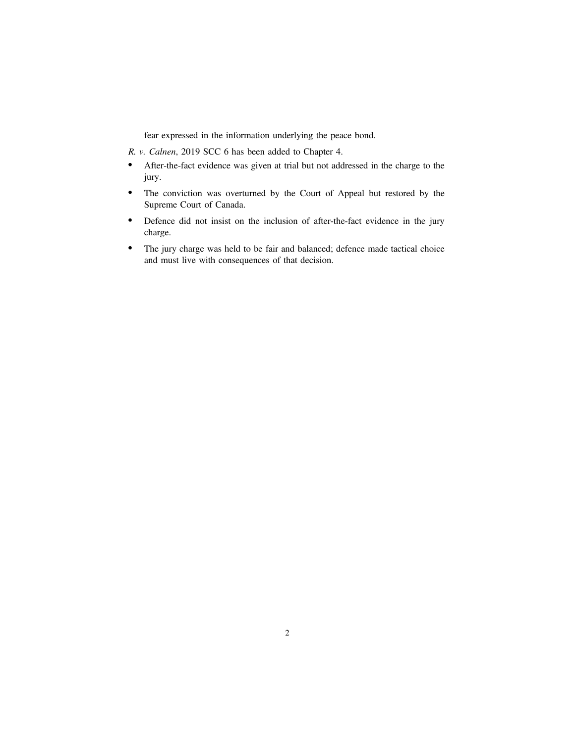fear expressed in the information underlying the peace bond.

*R. v. Calnen*, 2019 SCC 6 has been added to Chapter 4.

- After-the-fact evidence was given at trial but not addressed in the charge to the jury.
- The conviction was overturned by the Court of Appeal but restored by the Supreme Court of Canada.
- Defence did not insist on the inclusion of after-the-fact evidence in the jury charge.
- The jury charge was held to be fair and balanced; defence made tactical choice and must live with consequences of that decision.